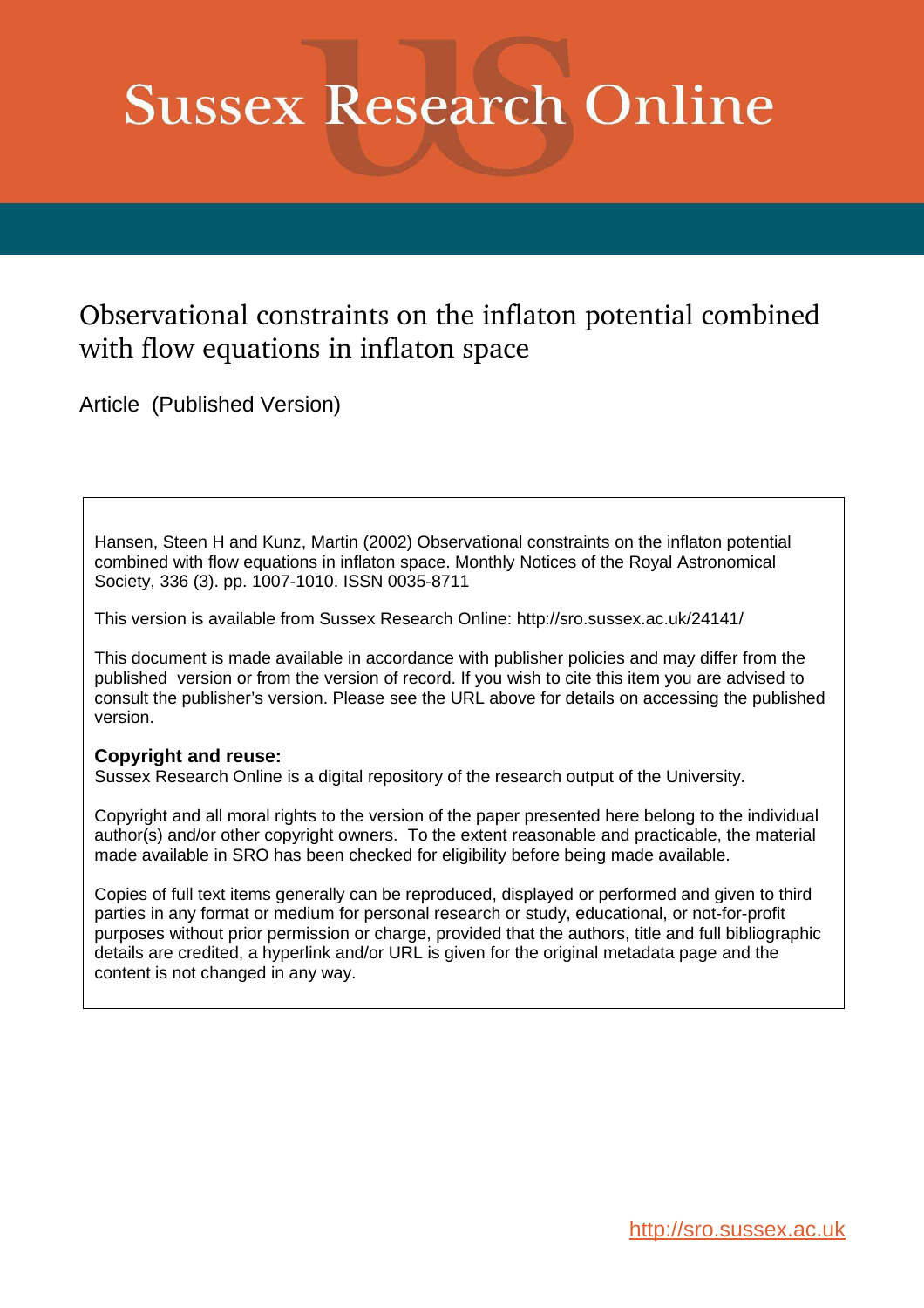# Sussex Research Online

## Observational constraints on the inflaton potential combined with flow equations in inflaton space

Article (Published Version)

Hansen, Steen H and Kunz, Martin (2002) Observational constraints on the inflaton potential combined with flow equations in inflaton space. Monthly Notices of the Royal Astronomical Society, 336 (3). pp. 1007-1010. ISSN 0035-8711

This version is available from Sussex Research Online: http://sro.sussex.ac.uk/24141/

This document is made available in accordance with publisher policies and may differ from the published version or from the version of record. If you wish to cite this item you are advised to consult the publisher's version. Please see the URL above for details on accessing the published version.

**Copyright and reuse:**
Sussex Research Online is a digital repository of the research output of the University.

Copyright and all moral rights to the version of the paper presented here belong to the individual author(s) and/or other copyright owners. To the extent reasonable and practicable, the material made available in SRO has been checked for eligibility before being made available.

Copies of full text items generally can be reproduced, displayed or performed and given to third parties in any format or medium for personal research or study, educational, or not-for-profit purposes without prior permission or charge, provided that the authors, title and full bibliographic details are credited, a hyperlink and/or URL is given for the original metadata page and the content is not changed in any way.

http://sro.sussex.ac.uk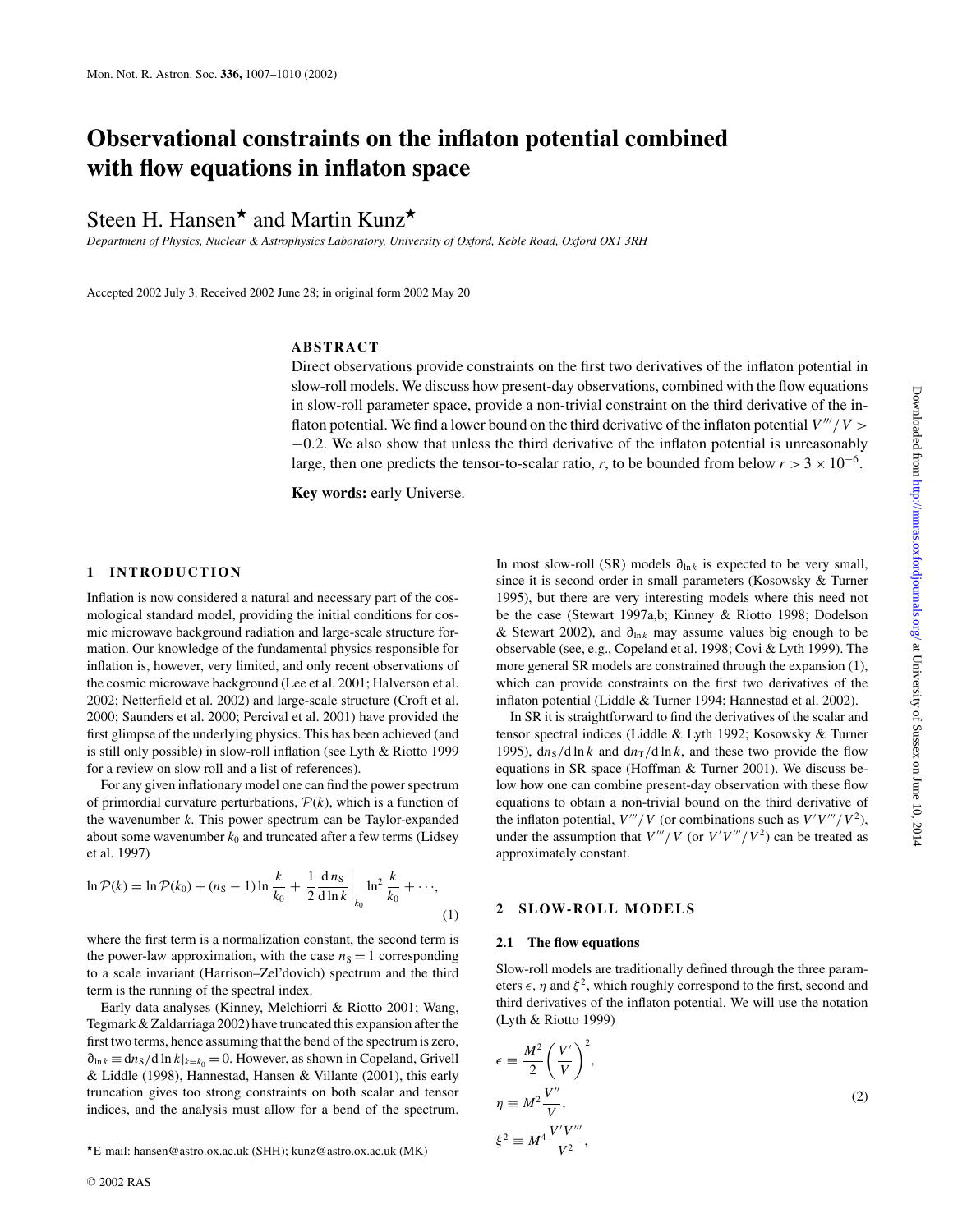Mon. Not. R. Astron. Soc. **336,** 1007–1010 (2002)

# Observational constraints on the inflaton potential combined with flow equations in inflaton space

Steen H. Hansen[⋆] and Martin Kunz[⋆]

*Department of Physics, Nuclear & Astrophysics Laboratory, University of Oxford, Keble Road, Oxford OX1 3RH*

Accepted 2002 July 3. Received 2002 June 28; in original form 2002 May 20

## ABSTRACT

Direct observations provide constraints on the first two derivatives of the inflaton potential in slow-roll models. We discuss how present-day observations, combined with the flow equations in slow-roll parameter space, provide a non-trivial constraint on the third derivative of the inflaton potential. We find a lower bound on the third derivative of the inflaton potential $V'''/V > -0.2$. We also show that unless the third derivative of the inflaton potential is unreasonably large, then one predicts the tensor-to-scalar ratio, $r$, to be bounded from below $r > 3 \times 10^{-6}$.

**Key words:** early Universe.

## 1 INTRODUCTION

Inflation is now considered a natural and necessary part of the cosmological standard model, providing the initial conditions for cosmic microwave background radiation and large-scale structure formation. Our knowledge of the fundamental physics responsible for inflation is, however, very limited, and only recent observations of the cosmic microwave background (Lee et al. 2001; Halverson et al. 2002; Netterfield et al. 2002) and large-scale structure (Croft et al. 2000; Saunders et al. 2000; Percival et al. 2001) have provided the first glimpse of the underlying physics. This has been achieved (and is still only possible) in slow-roll inflation (see Lyth & Riotto 1999 for a review on slow roll and a list of references).

For any given inflationary model one can find the power spectrum of primordial curvature perturbations, $\mathcal{P}(k)$, which is a function of the wavenumber $k$. This power spectrum can be Taylor-expanded about some wavenumber $k_0$ and truncated after a few terms (Lidsey et al. 1997)

$$\ln \mathcal{P}(k) = \ln \mathcal{P}(k_0) + (n_{\rm S} - 1) \ln \frac{k}{k_0} + \frac{1}{2} \left. \frac{{\rm d}\, n_{\rm S}}{{\rm d} \ln k} \right|_{k_0} \ln^2 \frac{k}{k_0} + \cdots, \tag{1}$$

where the first term is a normalization constant, the second term is the power-law approximation, with the case $n_{\rm S} = 1$ corresponding to a scale invariant (Harrison–Zel'dovich) spectrum and the third term is the running of the spectral index.

Early data analyses (Kinney, Melchiorri & Riotto 2001; Wang, Tegmark & Zaldarriaga 2002) have truncated this expansion after the first two terms, hence assuming that the bend of the spectrum is zero, $\partial_{\ln k} \equiv {\rm d}n_{\rm S}/{\rm d}\ln k|_{k=k_0} = 0$. However, as shown in Copeland, Grivell & Liddle (1998), Hannestad, Hansen & Villante (2001), this early truncation gives too strong constraints on both scalar and tensor indices, and the analysis must allow for a bend of the spectrum. In most slow-roll (SR) models $\partial_{\ln k}$ is expected to be very small, since it is second order in small parameters (Kosowsky & Turner 1995), but there are very interesting models where this need not be the case (Stewart 1997a,b; Kinney & Riotto 1998; Dodelson & Stewart 2002), and $\partial_{\ln k}$ may assume values big enough to be observable (see, e.g., Copeland et al. 1998; Covi & Lyth 1999). The more general SR models are constrained through the expansion (1), which can provide constraints on the first two derivatives of the inflaton potential (Liddle & Turner 1994; Hannestad et al. 2002).

In SR it is straightforward to find the derivatives of the scalar and tensor spectral indices (Liddle & Lyth 1992; Kosowsky & Turner 1995), ${\rm d}n_{\rm S}/{\rm d}\ln k$ and ${\rm d}n_{\rm T}/{\rm d}\ln k$, and these two provide the flow equations in SR space (Hoffman & Turner 2001). We discuss below how one can combine present-day observation with these flow equations to obtain a non-trivial bound on the third derivative of the inflaton potential, $V'''/V$ (or combinations such as $V'V'''/V^2$), under the assumption that $V'''/V$ (or $V'V'''/V^2$) can be treated as approximately constant.

## 2 SLOW-ROLL MODELS

### 2.1 The flow equations

Slow-roll models are traditionally defined through the three parameters $\epsilon$, $\eta$ and $\xi^2$, which roughly correspond to the first, second and third derivatives of the inflaton potential. We will use the notation (Lyth & Riotto 1999)

$$\epsilon \equiv \frac{M^2}{2} \left( \frac{V'}{V} \right)^2,$$
$$\eta \equiv M^2 \frac{V''}{V}, \tag{2}$$
$$\xi^2 \equiv M^4 \frac{V'V'''}{V^2},$$

[⋆]E-mail: hansen@astro.ox.ac.uk (SHH); kunz@astro.ox.ac.uk (MK)

© 2002 RAS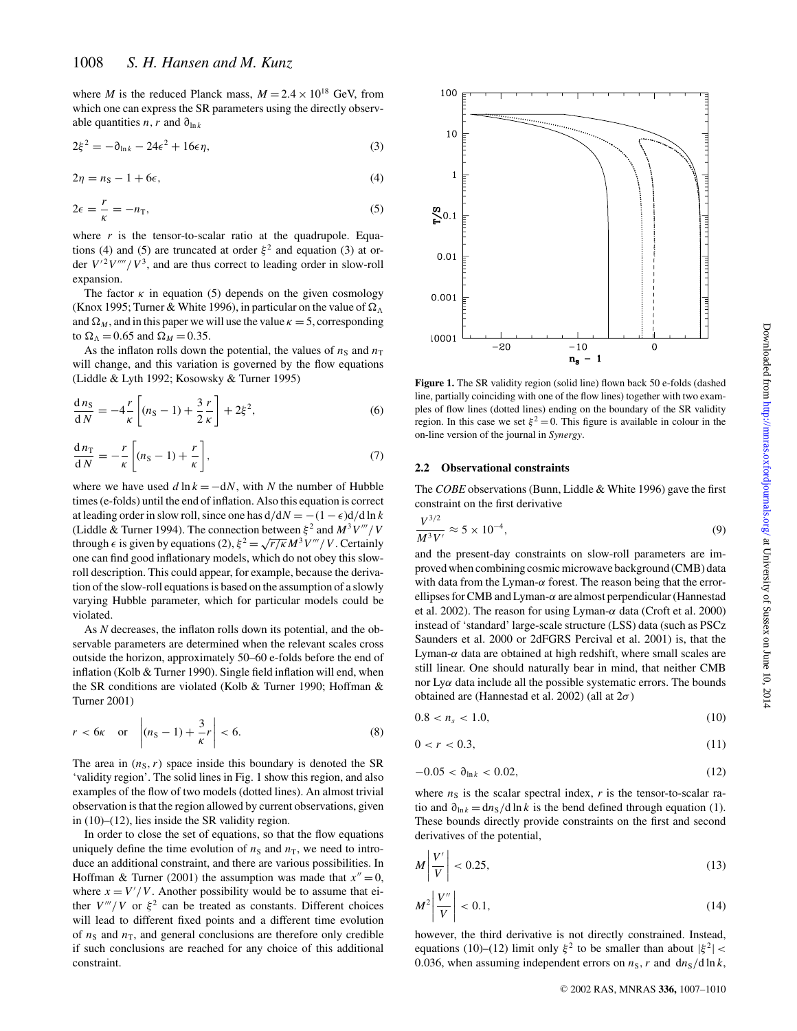where $M$ is the reduced Planck mass, $M = 2.4 \times 10^{18}$ GeV, from which one can express the SR parameters using the directly observable quantities $n$, $r$ and $\partial_{\ln k}$

$$2\xi^2 = -\partial_{\ln k} - 24\epsilon^2 + 16\epsilon\eta, \tag{3}$$

$$2\eta = n_{\rm S} - 1 + 6\epsilon, \tag{4}$$

$$2\epsilon = \frac{r}{\kappa} = -n_{\rm T}, \tag{5}$$

where $r$ is the tensor-to-scalar ratio at the quadrupole. Equations (4) and (5) are truncated at order $\xi^2$ and equation (3) at order $V'^2 V''''/V^3$, and are thus correct to leading order in slow-roll expansion.

The factor $\kappa$ in equation (5) depends on the given cosmology (Knox 1995; Turner & White 1996), in particular on the value of $\Omega_\Lambda$ and $\Omega_M$, and in this paper we will use the value $\kappa = 5$, corresponding to $\Omega_\Lambda = 0.65$ and $\Omega_M = 0.35$.

As the inflaton rolls down the potential, the values of $n_{\rm S}$ and $n_{\rm T}$ will change, and this variation is governed by the flow equations (Liddle & Lyth 1992; Kosowsky & Turner 1995)

$$\frac{{\rm d}\, n_{\rm S}}{{\rm d}\, N} = -4\frac{r}{\kappa}\left[(n_{\rm S} - 1) + \frac{3}{2}\frac{r}{\kappa}\right] + 2\xi^2, \tag{6}$$

$$\frac{{\rm d}\, n_{\rm T}}{{\rm d}\, N} = -\frac{r}{\kappa}\left[(n_{\rm S} - 1) + \frac{r}{\kappa}\right], \tag{7}$$

where we have used $d \ln k = -{\rm d}N$, with $N$ the number of Hubble times (e-folds) until the end of inflation. Also this equation is correct at leading order in slow roll, since one has ${\rm d}/{\rm d}N = -(1 - \epsilon){\rm d}/{\rm d}\ln k$ (Liddle & Turner 1994). The connection between $\xi^2$ and $M^3 V'''/V$ through $\epsilon$ is given by equations (2), $\xi^2 = \sqrt{r/\kappa}\, M^3 V'''/V$. Certainly one can find good inflationary models, which do not obey this slow-roll description. This could appear, for example, because the derivation of the slow-roll equations is based on the assumption of a slowly varying Hubble parameter, which for particular models could be violated.

As $N$ decreases, the inflaton rolls down its potential, and the observable parameters are determined when the relevant scales cross outside the horizon, approximately 50–60 e-folds before the end of inflation (Kolb & Turner 1990). Single field inflation will end, when the SR conditions are violated (Kolb & Turner 1990; Hoffman & Turner 2001)

$$r < 6\kappa \quad \text{or} \quad \left|(n_{\rm S} - 1) + \frac{3}{\kappa} r\right| < 6. \tag{8}$$

The area in $(n_{\rm S}, r)$ space inside this boundary is denoted the SR 'validity region'. The solid lines in Fig. 1 show this region, and also examples of the flow of two models (dotted lines). An almost trivial observation is that the region allowed by current observations, given in (10)–(12), lies inside the SR validity region.

In order to close the set of equations, so that the flow equations uniquely define the time evolution of $n_{\rm S}$ and $n_{\rm T}$, we need to introduce an additional constraint, and there are various possibilities. In Hoffman & Turner (2001) the assumption was made that $x'' = 0$, where $x = V'/V$. Another possibility would be to assume that either $V'''/V$ or $\xi^2$ can be treated as constants. Different choices will lead to different fixed points and a different time evolution of $n_{\rm S}$ and $n_{\rm T}$, and general conclusions are therefore only credible if such conclusions are reached for any choice of this additional constraint.

**Figure 1.** The SR validity region (solid line) flown back 50 e-folds (dashed line, partially coinciding with one of the flow lines) together with two examples of flow lines (dotted lines) ending on the boundary of the SR validity region. In this case we set $\xi^2 = 0$. This figure is available in colour in the on-line version of the journal in *Synergy*.

### 2.2 Observational constraints

The *COBE* observations (Bunn, Liddle & White 1996) gave the first constraint on the first derivative

$$\frac{V^{3/2}}{M^3 V'} \approx 5 \times 10^{-4}, \tag{9}$$

and the present-day constraints on slow-roll parameters are improved when combining cosmic microwave background (CMB) data with data from the Lyman-$\alpha$ forest. The reason being that the error-ellipses for CMB and Lyman-$\alpha$ are almost perpendicular (Hannestad et al. 2002). The reason for using Lyman-$\alpha$ data (Croft et al. 2000) instead of 'standard' large-scale structure (LSS) data (such as PSCz Saunders et al. 2000 or 2dFGRS Percival et al. 2001) is, that the Lyman-$\alpha$ data are obtained at high redshift, where small scales are still linear. One should naturally bear in mind, that neither CMB nor Ly$\alpha$ data include all the possible systematic errors. The bounds obtained are (Hannestad et al. 2002) (all at $2\sigma$)

$$0.8 < n_s < 1.0, \tag{10}$$

$$0 < r < 0.3, \tag{11}$$

$$-0.05 < \partial_{\ln k} < 0.02, \tag{12}$$

where $n_{\rm S}$ is the scalar spectral index, $r$ is the tensor-to-scalar ratio and $\partial_{\ln k} = {\rm d}n_{\rm S}/{\rm d}\ln k$ is the bend defined through equation (1). These bounds directly provide constraints on the first and second derivatives of the potential,

$$M\left|\frac{V'}{V}\right| < 0.25, \tag{13}$$

$$M^2\left|\frac{V''}{V}\right| < 0.1, \tag{14}$$

however, the third derivative is not directly constrained. Instead, equations (10)–(12) limit only $\xi^2$ to be smaller than about $|\xi^2| < 0.036$, when assuming independent errors on $n_{\rm S}$, $r$ and ${\rm d}n_{\rm S}/{\rm d}\ln k$,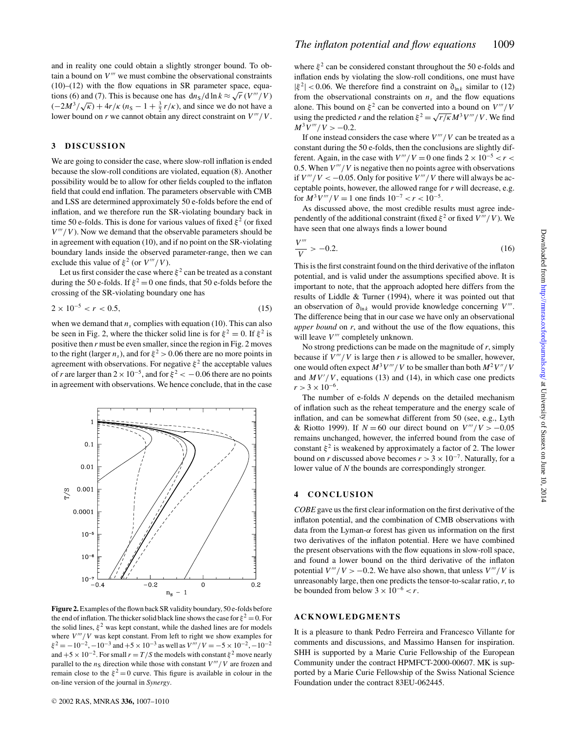and in reality one could obtain a slightly stronger bound. To obtain a bound on $V'''$ we must combine the observational constraints (10)–(12) with the flow equations in SR parameter space, equations (6) and (7). This is because one has $\mathrm{d}n_S/\mathrm{d}\ln k \approx \sqrt{r}\,(V'''/V)\,(-2M^3/\sqrt{\kappa}) + 4r/\kappa\,(n_S - 1 + \frac{3}{2}\,r/\kappa)$, and since we do not have a lower bound on $r$ we cannot obtain any direct constraint on $V'''/V$.

## 3 DISCUSSION

We are going to consider the case, where slow-roll inflation is ended because the slow-roll conditions are violated, equation (8). Another possibility would be to allow for other fields coupled to the inflaton field that could end inflation. The parameters observable with CMB and LSS are determined approximately 50 e-folds before the end of inflation, and we therefore run the SR-violating boundary back in time 50 e-folds. This is done for various values of fixed $\xi^2$ (or fixed $V'''/V$). Now we demand that the observable parameters should be in agreement with equation (10), and if no point on the SR-violating boundary lands inside the observed parameter-range, then we can exclude this value of $\xi^2$ (or $V'''/V$).

Let us first consider the case where $\xi^2$ can be treated as a constant during the 50 e-folds. If $\xi^2 = 0$ one finds, that 50 e-folds before the crossing of the SR-violating boundary one has

$$2 \times 10^{-5} < r < 0.5, \tag{15}$$

when we demand that $n_s$ complies with equation (10). This can also be seen in Fig. 2, where the thicker solid line is for $\xi^2 = 0$. If $\xi^2$ is positive then $r$ must be even smaller, since the region in Fig. 2 moves to the right (larger $n_s$), and for $\xi^2 > 0.06$ there are no more points in agreement with observations. For negative $\xi^2$ the acceptable values of $r$ are larger than $2 \times 10^{-5}$, and for $\xi^2 < -0.06$ there are no points in agreement with observations. We hence conclude, that in the case

**Figure 2.** Examples of the flown back SR validity boundary, 50 e-folds before the end of inflation. The thicker solid black line shows the case for $\xi^2 = 0$. For the solid lines, $\xi^2$ was kept constant, while the dashed lines are for models where $V'''/V$ was kept constant. From left to right we show examples for $\xi^2 = -10^{-2}, -10^{-3}$ and $+5 \times 10^{-3}$ as well as $V'''/V = -5 \times 10^{-2}, -10^{-2}$ and $+5 \times 10^{-2}$. For small $r = T/S$ the models with constant $\xi^2$ move nearly parallel to the $n_S$ direction while those with constant $V'''/V$ are frozen and remain close to the $\xi^2 = 0$ curve. This figure is available in colour in the on-line version of the journal in *Synergy*.

where $\xi^2$ can be considered constant throughout the 50 e-folds and inflation ends by violating the slow-roll conditions, one must have $|\xi^2| < 0.06$. We therefore find a constraint on $\partial_{\ln k}$ similar to (12) from the observational constraints on $n_s$ and the flow equations alone. This bound on $\xi^2$ can be converted into a bound on $V'''/V$ using the predicted $r$ and the relation $\xi^2 = \sqrt{r/\kappa}\,M^3 V'''/V$. We find $M^3 V'''/V > -0.2$.

If one instead considers the case where $V'''/V$ can be treated as a constant during the 50 e-folds, then the conclusions are slightly different. Again, in the case with $V'''/V = 0$ one finds $2 \times 10^{-5} < r < 0.5$. When $V'''/V$ is negative then no points agree with observations if $V'''/V < -0.05$. Only for positive $V'''/V$ there will always be acceptable points, however, the allowed range for $r$ will decrease, e.g. for $M^3 V'''/V = 1$ one finds $10^{-7} < r < 10^{-5}$.

As discussed above, the most credible results must agree independently of the additional constraint (fixed $\xi^2$ or fixed $V'''/V$). We have seen that one always finds a lower bound

$$\frac{V'''}{V} > -0.2. \tag{16}$$

This is the first constraint found on the third derivative of the inflaton potential, and is valid under the assumptions specified above. It is important to note, that the approach adopted here differs from the results of Liddle & Turner (1994), where it was pointed out that an observation of $\partial_{\ln k}$ would provide knowledge concerning $V'''$. The difference being that in our case we have only an observational *upper bound* on $r$, and without the use of the flow equations, this will leave $V'''$ completely unknown.

No strong predictions can be made on the magnitude of $r$, simply because if $V'''/V$ is large then $r$ is allowed to be smaller, however, one would often expect $M^3 V'''/V$ to be smaller than both $M^2 V''/V$ and $MV'/V$, equations (13) and (14), in which case one predicts $r > 3 \times 10^{-6}$.

The number of e-folds $N$ depends on the detailed mechanism of inflation such as the reheat temperature and the energy scale of inflation, and can be somewhat different from 50 (see, e.g., Lyth & Riotto 1999). If $N = 60$ our direct bound on $V'''/V > -0.05$ remains unchanged, however, the inferred bound from the case of constant $\xi^2$ is weakened by approximately a factor of 2. The lower bound on $r$ discussed above becomes $r > 3 \times 10^{-7}$. Naturally, for a lower value of $N$ the bounds are correspondingly stronger.

## 4 CONCLUSION

*COBE* gave us the first clear information on the first derivative of the inflaton potential, and the combination of CMB observations with data from the Lyman-$\alpha$ forest has given us information on the first two derivatives of the inflaton potential. Here we have combined the present observations with the flow equations in slow-roll space, and found a lower bound on the third derivative of the inflaton potential $V'''/V > -0.2$. We have also shown, that unless $V'''/V$ is unreasonably large, then one predicts the tensor-to-scalar ratio, $r$, to be bounded from below $3 \times 10^{-6} < r$.

## ACKNOWLEDGMENTS

It is a pleasure to thank Pedro Ferreira and Francesco Villante for comments and discussions, and Massimo Hansen for inspiration. SHH is supported by a Marie Curie Fellowship of the European Community under the contract HPMFCT-2000-00607. MK is supported by a Marie Curie Fellowship of the Swiss National Science Foundation under the contract 83EU-062445.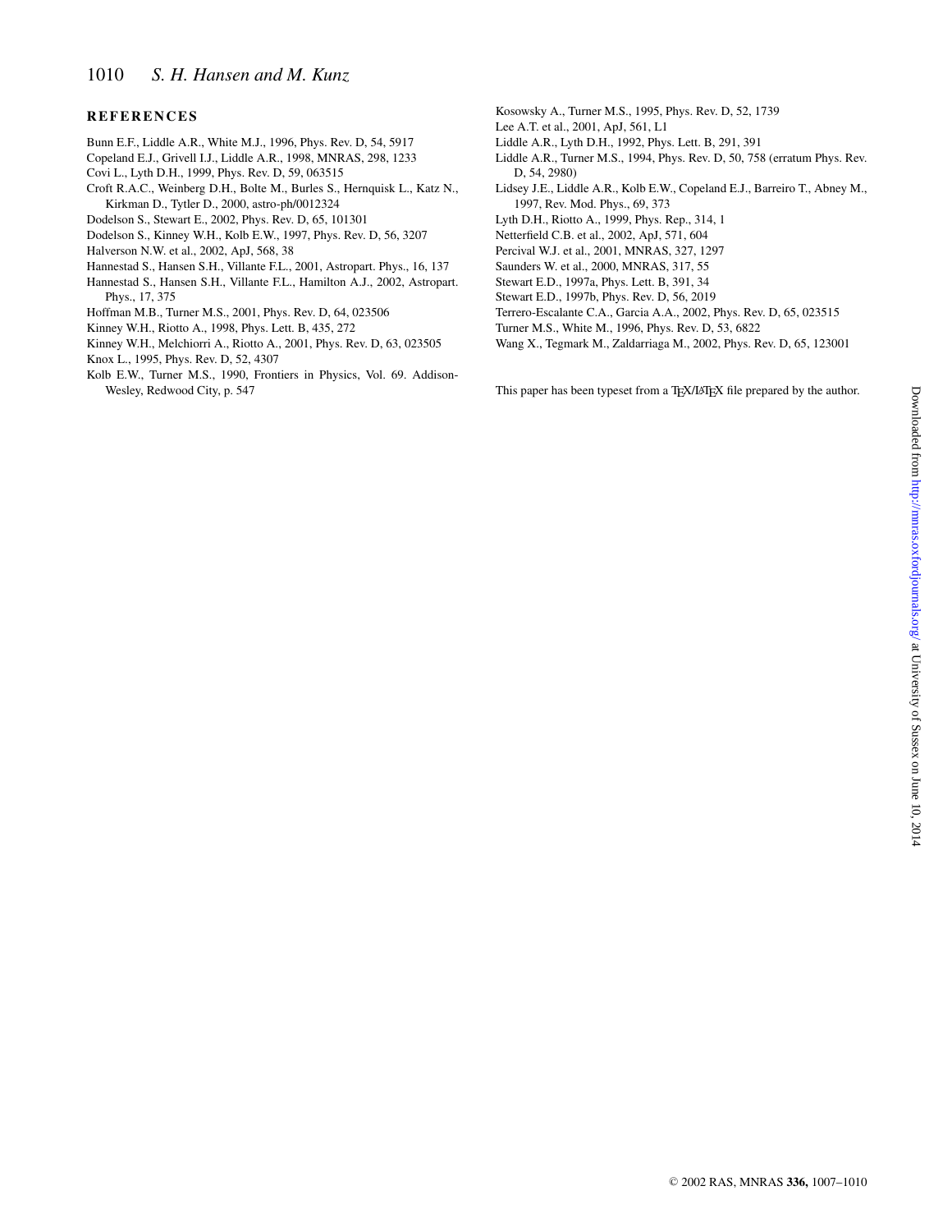## REFERENCES

Bunn E.F., Liddle A.R., White M.J., 1996, Phys. Rev. D, 54, 5917

Copeland E.J., Grivell I.J., Liddle A.R., 1998, MNRAS, 298, 1233

Covi L., Lyth D.H., 1999, Phys. Rev. D, 59, 063515

Croft R.A.C., Weinberg D.H., Bolte M., Burles S., Hernquisk L., Katz N., Kirkman D., Tytler D., 2000, astro-ph/0012324

Dodelson S., Stewart E., 2002, Phys. Rev. D, 65, 101301

Dodelson S., Kinney W.H., Kolb E.W., 1997, Phys. Rev. D, 56, 3207

Halverson N.W. et al., 2002, ApJ, 568, 38

Hannestad S., Hansen S.H., Villante F.L., 2001, Astropart. Phys., 16, 137

Hannestad S., Hansen S.H., Villante F.L., Hamilton A.J., 2002, Astropart. Phys., 17, 375

Hoffman M.B., Turner M.S., 2001, Phys. Rev. D, 64, 023506

Kinney W.H., Riotto A., 1998, Phys. Lett. B, 435, 272

Kinney W.H., Melchiorri A., Riotto A., 2001, Phys. Rev. D, 63, 023505

Knox L., 1995, Phys. Rev. D, 52, 4307

Kolb E.W., Turner M.S., 1990, Frontiers in Physics, Vol. 69. Addison-Wesley, Redwood City, p. 547

Kosowsky A., Turner M.S., 1995, Phys. Rev. D, 52, 1739

Lee A.T. et al., 2001, ApJ, 561, L1

Liddle A.R., Lyth D.H., 1992, Phys. Lett. B, 291, 391

Liddle A.R., Turner M.S., 1994, Phys. Rev. D, 50, 758 (erratum Phys. Rev. D, 54, 2980)

Lidsey J.E., Liddle A.R., Kolb E.W., Copeland E.J., Barreiro T., Abney M., 1997, Rev. Mod. Phys., 69, 373

Lyth D.H., Riotto A., 1999, Phys. Rep., 314, 1

Netterfield C.B. et al., 2002, ApJ, 571, 604

Percival W.J. et al., 2001, MNRAS, 327, 1297

Saunders W. et al., 2000, MNRAS, 317, 55

Stewart E.D., 1997a, Phys. Lett. B, 391, 34

Stewart E.D., 1997b, Phys. Rev. D, 56, 2019

Terrero-Escalante C.A., Garcia A.A., 2002, Phys. Rev. D, 65, 023515

Turner M.S., White M., 1996, Phys. Rev. D, 53, 6822

Wang X., Tegmark M., Zaldarriaga M., 2002, Phys. Rev. D, 65, 123001

This paper has been typeset from a TEX/LATEX file prepared by the author.